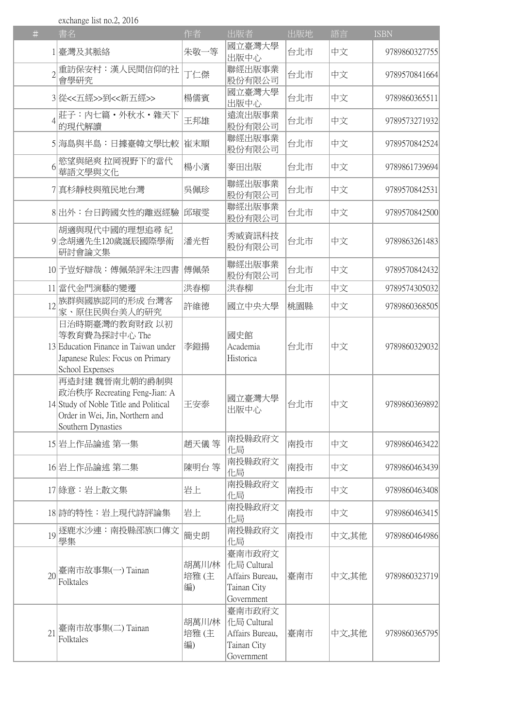exchange list no.2, 2016

| # | 書名 | 作者 | 出版者 | 出版地 | 語言 | ISBN |
|---|---|---|---|---|---|---|
| 1 | 臺灣及其脈絡 | 朱敬一等 | 國立臺灣大學出版中心 | 台北市 | 中文 | 9789860327755 |
| 2 | 重訪保安村：漢人民間信仰的社會學研究 | 丁仁傑 | 聯經出版事業股份有限公司 | 台北市 | 中文 | 9789570841664 |
| 3 | 從<<五經>>到<<新五經>> | 楊儒賓 | 國立臺灣大學出版中心 | 台北市 | 中文 | 9789860365511 |
| 4 | 莊子：內七篇・外秋水・雜天下的現代解讀 | 王邦雄 | 遠流出版事業股份有限公司 | 台北市 | 中文 | 9789573271932 |
| 5 | 海島與半島：日據臺韓文學比較 | 崔末順 | 聯經出版事業股份有限公司 | 台北市 | 中文 | 9789570842524 |
| 6 | 慾望與絕爽 拉岡視野下的當代華語文學與文化 | 楊小濱 | 麥田出版 | 台北市 | 中文 | 9789861739694 |
| 7 | 真杉靜枝與殖民地台灣 | 吳佩珍 | 聯經出版事業股份有限公司 | 台北市 | 中文 | 9789570842531 |
| 8 | 出外：台日跨國女性的離返經驗 | 邱琡雯 | 聯經出版事業股份有限公司 | 台北市 | 中文 | 9789570842500 |
| 9 | 胡適與現代中國的理想追尋 紀念胡適先生120歲誕辰國際學術研討會論文集 | 潘光哲 | 秀威資訊科技股份有限公司 | 台北市 | 中文 | 9789863261483 |
| 10 | 予豈好辯哉：傅佩榮評朱注四書 | 傅佩榮 | 聯經出版事業股份有限公司 | 台北市 | 中文 | 9789570842432 |
| 11 | 當代金門演藝的變遷 | 洪春柳 | 洪春柳 | 台北市 | 中文 | 9789574305032 |
| 12 | 族群與國族認同的形成 台灣客家、原住民與台美人的研究 | 許維德 | 國立中央大學 | 桃園縣 | 中文 | 9789860368505 |
| 13 | 日治時期臺灣的教育財政 以初等教育費為探討中心 The Education Finance in Taiwan under Japanese Rules: Focus on Primary School Expenses | 李鎧揚 | 國史館 Academia Historica | 台北市 | 中文 | 9789860329032 |
| 14 | 再造封建 魏晉南北朝的爵制與政治秩序 Recreating Feng-Jian: A Study of Noble Title and Political Order in Wei, Jin, Northern and Southern Dynasties | 王安泰 | 國立臺灣大學出版中心 | 台北市 | 中文 | 9789860369892 |
| 15 | 岩上作品論述 第一集 | 趙天儀 等 | 南投縣政府文化局 | 南投市 | 中文 | 9789860463422 |
| 16 | 岩上作品論述 第二集 | 陳明台 等 | 南投縣政府文化局 | 南投市 | 中文 | 9789860463439 |
| 17 | 綠意：岩上散文集 | 岩上 | 南投縣政府文化局 | 南投市 | 中文 | 9789860463408 |
| 18 | 詩的特性：岩上現代詩評論集 | 岩上 | 南投縣政府文化局 | 南投市 | 中文 | 9789860463415 |
| 19 | 逐鹿水沙連：南投縣邵族口傳文學集 | 簡史朗 | 南投縣政府文化局 | 南投市 | 中文,其他 | 9789860464986 |
| 20 | 臺南市故事集(一) Tainan Folktales | 胡萬川/林培雅 (主編) | 臺南市政府文化局 Cultural Affairs Bureau, Tainan City Government | 臺南市 | 中文,其他 | 9789860323719 |
| 21 | 臺南市故事集(二) Tainan Folktales | 胡萬川/林培雅 (主編) | 臺南市政府文化局 Cultural Affairs Bureau, Tainan City Government | 臺南市 | 中文,其他 | 9789860365795 |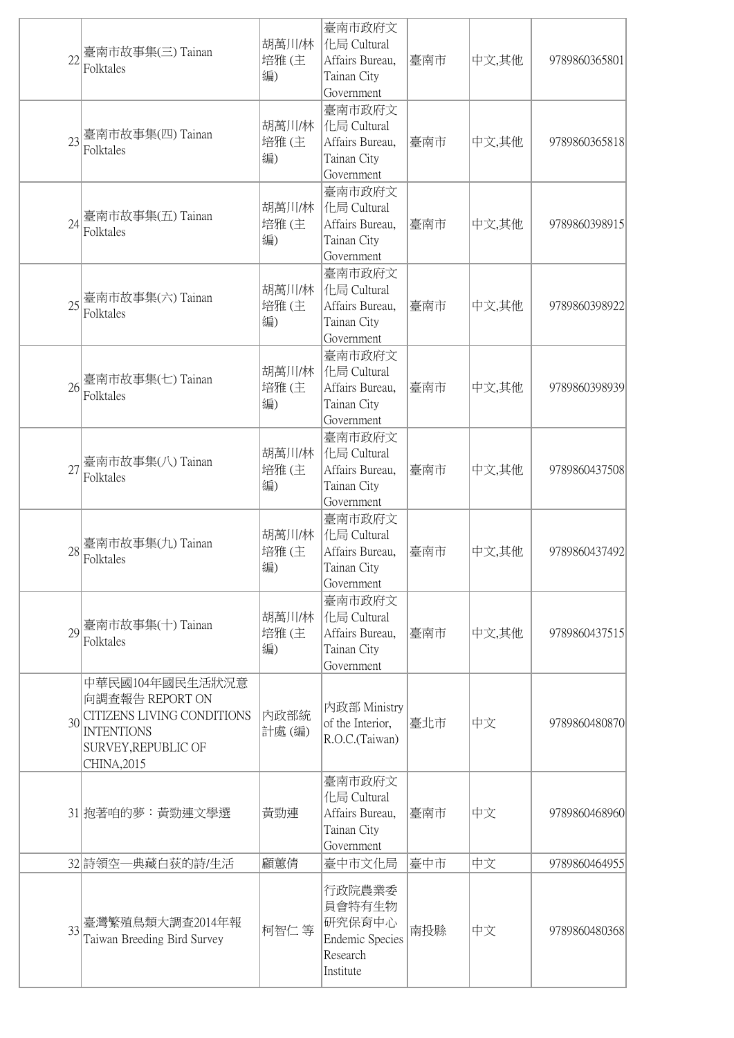| 22 | 臺南市故事集(三) Tainan Folktales | 胡萬川/林培雅 (主編) | 臺南市政府文化局 Cultural Affairs Bureau, Tainan City Government | 臺南市 | 中文,其他 | 9789860365801 |
|---|---|---|---|---|---|---|
| 23 | 臺南市故事集(四) Tainan Folktales | 胡萬川/林培雅 (主編) | 臺南市政府文化局 Cultural Affairs Bureau, Tainan City Government | 臺南市 | 中文,其他 | 9789860365818 |
| 24 | 臺南市故事集(五) Tainan Folktales | 胡萬川/林培雅 (主編) | 臺南市政府文化局 Cultural Affairs Bureau, Tainan City Government | 臺南市 | 中文,其他 | 9789860398915 |
| 25 | 臺南市故事集(六) Tainan Folktales | 胡萬川/林培雅 (主編) | 臺南市政府文化局 Cultural Affairs Bureau, Tainan City Government | 臺南市 | 中文,其他 | 9789860398922 |
| 26 | 臺南市故事集(七) Tainan Folktales | 胡萬川/林培雅 (主編) | 臺南市政府文化局 Cultural Affairs Bureau, Tainan City Government | 臺南市 | 中文,其他 | 9789860398939 |
| 27 | 臺南市故事集(八) Tainan Folktales | 胡萬川/林培雅 (主編) | 臺南市政府文化局 Cultural Affairs Bureau, Tainan City Government | 臺南市 | 中文,其他 | 9789860437508 |
| 28 | 臺南市故事集(九) Tainan Folktales | 胡萬川/林培雅 (主編) | 臺南市政府文化局 Cultural Affairs Bureau, Tainan City Government | 臺南市 | 中文,其他 | 9789860437492 |
| 29 | 臺南市故事集(十) Tainan Folktales | 胡萬川/林培雅 (主編) | 臺南市政府文化局 Cultural Affairs Bureau, Tainan City Government | 臺南市 | 中文,其他 | 9789860437515 |
| 30 | 中華民國104年國民生活狀況意向調查報告 REPORT ON CITIZENS LIVING CONDITIONS INTENTIONS SURVEY,REPUBLIC OF CHINA,2015 | 內政部統計處 (編) | 內政部 Ministry of the Interior, R.O.C.(Taiwan) | 臺北市 | 中文 | 9789860480870 |
| 31 | 抱著咱的夢：黃勁連文學選 | 黃勁連 | 臺南市政府文化局 Cultural Affairs Bureau, Tainan City Government | 臺南市 | 中文 | 9789860468960 |
| 32 | 詩領空—典藏白萩的詩/生活 | 顧蕙倩 | 臺中市文化局 | 臺中市 | 中文 | 9789860464955 |
| 33 | 臺灣繁殖鳥類大調查2014年報 Taiwan Breeding Bird Survey | 柯智仁 等 | 行政院農業委員會特有生物研究保育中心 Endemic Species Research Institute | 南投縣 | 中文 | 9789860480368 |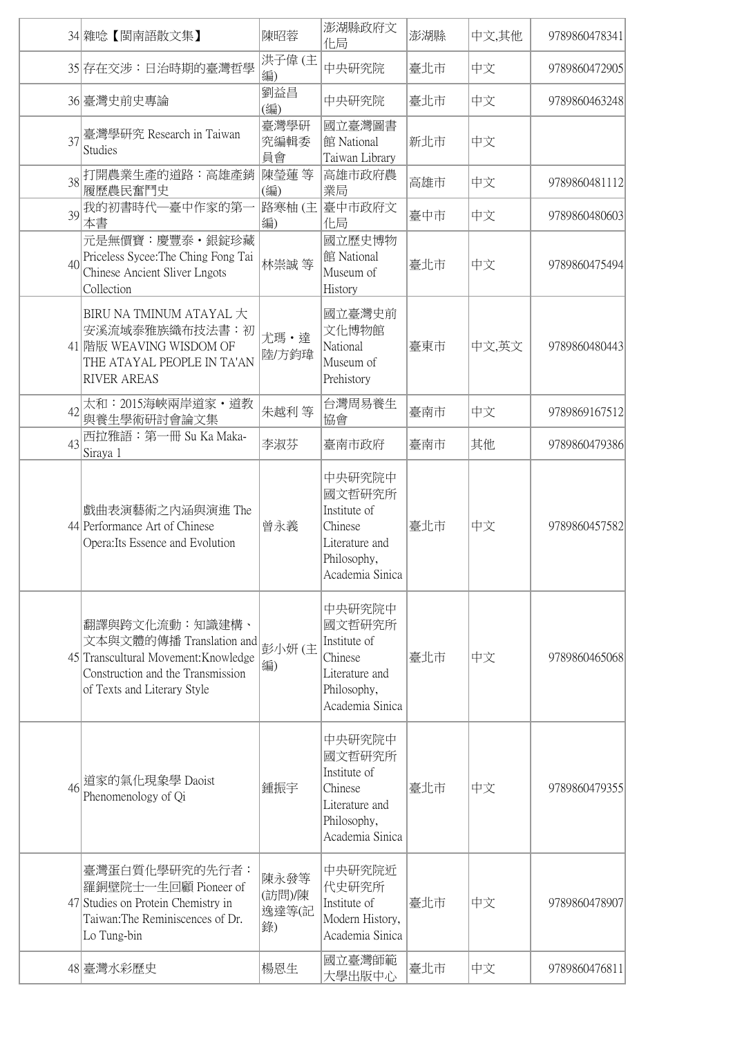| | | | | | | |
|---|---|---|---|---|---|---|
| 34 | 雜唸【閩南語散文集】 | 陳昭蓉 | 澎湖縣政府文化局 | 澎湖縣 | 中文,其他 | 9789860478341 |
| 35 | 存在交涉：日治時期的臺灣哲學 | 洪子偉 (主編) | 中央研究院 | 臺北市 | 中文 | 9789860472905 |
| 36 | 臺灣史前史專論 | 劉益昌 (編) | 中央研究院 | 臺北市 | 中文 | 9789860463248 |
| 37 | 臺灣學研究 Research in Taiwan Studies | 臺灣學研究編輯委員會 | 國立臺灣圖書館 National Taiwan Library | 新北市 | 中文 | |
| 38 | 打開農業生產的道路：高雄產銷履歷農民奮鬥史 | 陳瑩蓮 等 (編) | 高雄市政府農業局 | 高雄市 | 中文 | 9789860481112 |
| 39 | 我的初書時代—臺中作家的第一本書 | 路寒柚 (主編) | 臺中市政府文化局 | 臺中市 | 中文 | 9789860480603 |
| 40 | 元是無價寶：慶豐泰・銀錠珍藏 Priceless Sycee:The Ching Fong Tai Chinese Ancient Sliver Lngots Collection | 林崇誠 等 | 國立歷史博物館 National Museum of History | 臺北市 | 中文 | 9789860475494 |
| 41 | BIRU NA TMINUM ATAYAL 大安溪流域泰雅族織布技法書：初階版 WEAVING WISDOM OF THE ATAYAL PEOPLE IN TA'AN RIVER AREAS | 尤瑪・達陸/方鈞瑋 | 國立臺灣史前文化博物館 National Museum of Prehistory | 臺東市 | 中文,英文 | 9789860480443 |
| 42 | 太和：2015海峽兩岸道家・道教與養生學術研討會論文集 | 朱越利 等 | 台灣周易養生協會 | 臺南市 | 中文 | 9789869167512 |
| 43 | 西拉雅語：第一冊 Su Ka Maka-Siraya 1 | 李淑芬 | 臺南市政府 | 臺南市 | 其他 | 9789860479386 |
| 44 | 戲曲表演藝術之內涵與演進 The Performance Art of Chinese Opera:Its Essence and Evolution | 曾永義 | 中央研究院中國文哲研究所 Institute of Chinese Literature and Philosophy, Academia Sinica | 臺北市 | 中文 | 9789860457582 |
| 45 | 翻譯與跨文化流動：知識建構、文本與文體的傳播 Translation and Transcultural Movement:Knowledge Construction and the Transmission of Texts and Literary Style | 彭小妍 (主編) | 中央研究院中國文哲研究所 Institute of Chinese Literature and Philosophy, Academia Sinica | 臺北市 | 中文 | 9789860465068 |
| 46 | 道家的氣化現象學 Daoist Phenomenology of Qi | 鍾振宇 | 中央研究院中國文哲研究所 Institute of Chinese Literature and Philosophy, Academia Sinica | 臺北市 | 中文 | 9789860479355 |
| 47 | 臺灣蛋白質化學研究的先行者：羅銅壁院士一生回顧 Pioneer of Studies on Protein Chemistry in Taiwan:The Reminiscences of Dr. Lo Tung-bin | 陳永發等(訪問)/陳逸達等(記錄) | 中央研究院近代史研究所 Institute of Modern History, Academia Sinica | 臺北市 | 中文 | 9789860478907 |
| 48 | 臺灣水彩歷史 | 楊恩生 | 國立臺灣師範大學出版中心 | 臺北市 | 中文 | 9789860476811 |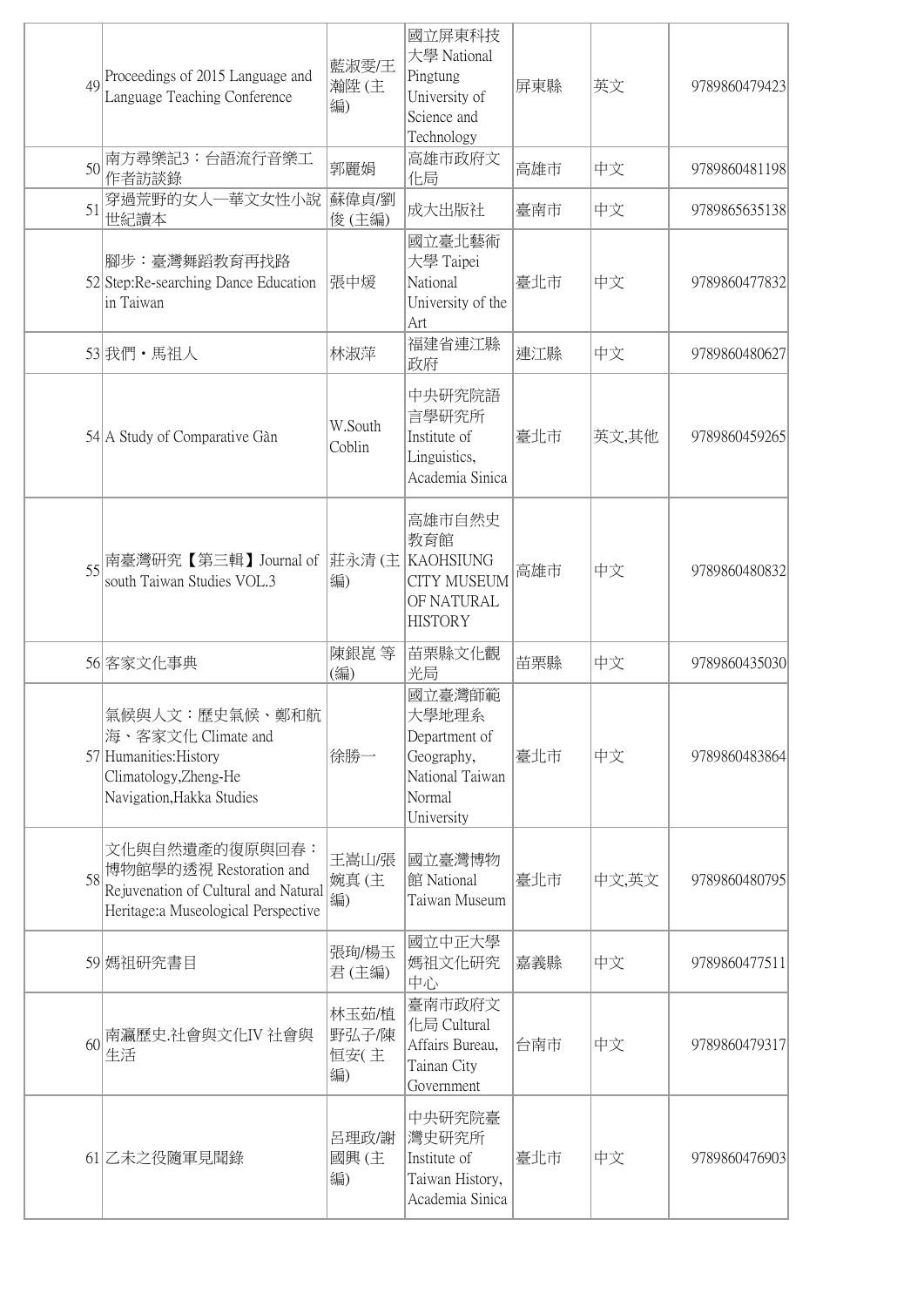| 49 | Proceedings of 2015 Language and Language Teaching Conference | 藍淑雯/王瀚陞 (主編) | 國立屏東科技大學 National Pingtung University of Science and Technology | 屏東縣 | 英文 | 9789860479423 |
|---|---|---|---|---|---|---|
| 50 | 南方尋樂記3：台語流行音樂工作者訪談錄 | 郭麗娟 | 高雄市政府文化局 | 高雄市 | 中文 | 9789860481198 |
| 51 | 穿過荒野的女人—華文女性小說世紀讀本 | 蘇偉貞/劉俊 (主編) | 成大出版社 | 臺南市 | 中文 | 9789865635138 |
| 52 | 腳步：臺灣舞蹈教育再找路 Step:Re-searching Dance Education in Taiwan | 張中煖 | 國立臺北藝術大學 Taipei National University of the Art | 臺北市 | 中文 | 9789860477832 |
| 53 | 我們・馬祖人 | 林淑萍 | 福建省連江縣政府 | 連江縣 | 中文 | 9789860480627 |
| 54 | A Study of Comparative Gàn | W.South Coblin | 中央研究院語言學研究所 Institute of Linguistics, Academia Sinica | 臺北市 | 英文,其他 | 9789860459265 |
| 55 | 南臺灣研究【第三輯】Journal of south Taiwan Studies VOL.3 | 莊永清 (主編) | 高雄市自然史教育館 KAOHSIUNG CITY MUSEUM OF NATURAL HISTORY | 高雄市 | 中文 | 9789860480832 |
| 56 | 客家文化事典 | 陳銀崑 等(編) | 苗栗縣文化觀光局 | 苗栗縣 | 中文 | 9789860435030 |
| 57 | 氣候與人文：歷史氣候、鄭和航海、客家文化 Climate and Humanities:History Climatology,Zheng-He Navigation,Hakka Studies | 徐勝一 | 國立臺灣師範大學地理系 Department of Geography, National Taiwan Normal University | 臺北市 | 中文 | 9789860483864 |
| 58 | 文化與自然遺產的復原與回春：博物館學的透視 Restoration and Rejuvenation of Cultural and Natural Heritage:a Museological Perspective | 王嵩山/張婉真 (主編) | 國立臺灣博物館 National Taiwan Museum | 臺北市 | 中文,英文 | 9789860480795 |
| 59 | 媽祖研究書目 | 張珣/楊玉君 (主編) | 國立中正大學媽祖文化研究中心 | 嘉義縣 | 中文 | 9789860477511 |
| 60 | 南瀛歷史.社會與文化IV 社會與生活 | 林玉茹/植野弘子/陳恒安( 主編) | 臺南市政府文化局 Cultural Affairs Bureau, Tainan City Government | 台南市 | 中文 | 9789860479317 |
| 61 | 乙未之役隨軍見聞錄 | 呂理政/謝國興 (主編) | 中央研究院臺灣史研究所 Institute of Taiwan History, Academia Sinica | 臺北市 | 中文 | 9789860476903 |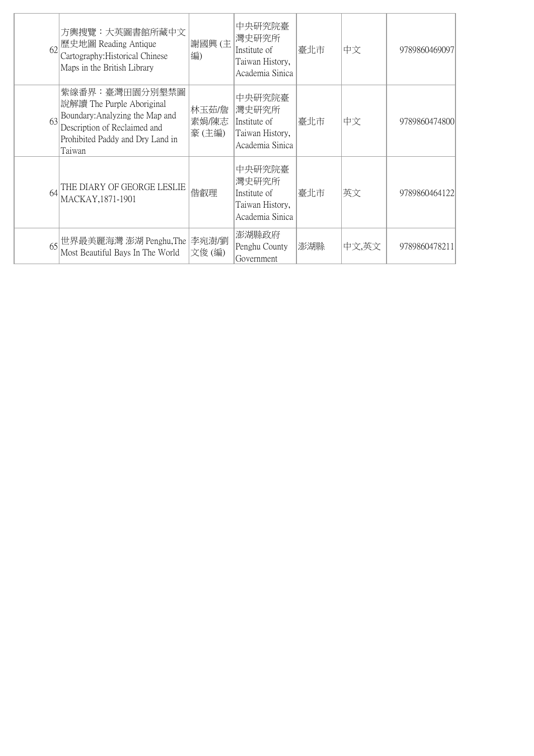| | | | | | | |
|---|---|---|---|---|---|---|
| 62 | 方輿搜覽：大英圖書館所藏中文歷史地圖 Reading Antique Cartography:Historical Chinese Maps in the British Library | 謝國興 (主編) | 中央研究院臺灣史研究所 Institute of Taiwan History, Academia Sinica | 臺北市 | 中文 | 9789860469097 |
| 63 | 紫線番界：臺灣田園分別墾禁圖說解讀 The Purple Aboriginal Boundary:Analyzing the Map and Description of Reclaimed and Prohibited Paddy and Dry Land in Taiwan | 林玉茹/詹素娟/陳志豪 (主編) | 中央研究院臺灣史研究所 Institute of Taiwan History, Academia Sinica | 臺北市 | 中文 | 9789860474800 |
| 64 | THE DIARY OF GEORGE LESLIE MACKAY,1871-1901 | 偕叡理 | 中央研究院臺灣史研究所 Institute of Taiwan History, Academia Sinica | 臺北市 | 英文 | 9789860464122 |
| 65 | 世界最美麗海灣 澎湖 Penghu,The Most Beautiful Bays In The World | 李宛澍/劉文俊 (編) | 澎湖縣政府 Penghu County Government | 澎湖縣 | 中文,英文 | 9789860478211 |